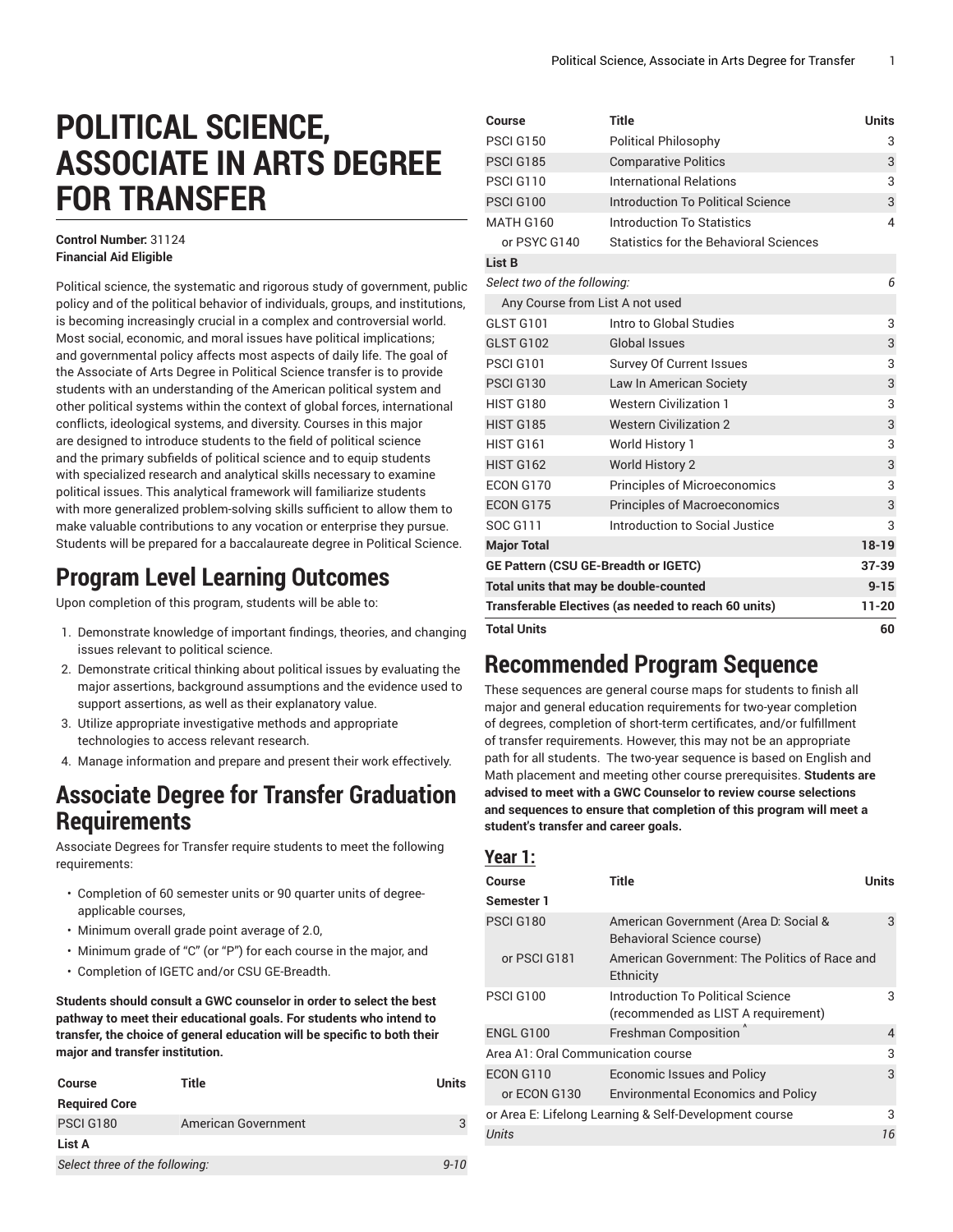# POLITICAL SCIENCE, ASSOCIATE IN ARTS DEGREE FOR TRANSFER

**Control Number:** 31124
**Financial Aid Eligible**

Political science, the systematic and rigorous study of government, public policy and of the political behavior of individuals, groups, and institutions, is becoming increasingly crucial in a complex and controversial world. Most social, economic, and moral issues have political implications; and governmental policy affects most aspects of daily life. The goal of the Associate of Arts Degree in Political Science transfer is to provide students with an understanding of the American political system and other political systems within the context of global forces, international conflicts, ideological systems, and diversity. Courses in this major are designed to introduce students to the field of political science and the primary subfields of political science and to equip students with specialized research and analytical skills necessary to examine political issues. This analytical framework will familiarize students with more generalized problem-solving skills sufficient to allow them to make valuable contributions to any vocation or enterprise they pursue. Students will be prepared for a baccalaureate degree in Political Science.

## Program Level Learning Outcomes

Upon completion of this program, students will be able to:

1. Demonstrate knowledge of important findings, theories, and changing issues relevant to political science.
2. Demonstrate critical thinking about political issues by evaluating the major assertions, background assumptions and the evidence used to support assertions, as well as their explanatory value.
3. Utilize appropriate investigative methods and appropriate technologies to access relevant research.
4. Manage information and prepare and present their work effectively.

## Associate Degree for Transfer Graduation Requirements

Associate Degrees for Transfer require students to meet the following requirements:

- Completion of 60 semester units or 90 quarter units of degree-applicable courses,
- Minimum overall grade point average of 2.0,
- Minimum grade of "C" (or "P") for each course in the major, and
- Completion of IGETC and/or CSU GE-Breadth.

**Students should consult a GWC counselor in order to select the best pathway to meet their educational goals. For students who intend to transfer, the choice of general education will be specific to both their major and transfer institution.**

| Course | Title | Units |
|---|---|---|
| **Required Core** | | |
| PSCI G180 | American Government | 3 |
| **List A** | | |
| *Select three of the following:* | | *9-10* |
| PSCI G150 | Political Philosophy | 3 |
| PSCI G185 | Comparative Politics | 3 |
| PSCI G110 | International Relations | 3 |
| PSCI G100 | Introduction To Political Science | 3 |
| MATH G160 | Introduction To Statistics | 4 |
| or PSYC G140 | Statistics for the Behavioral Sciences | |
| **List B** | | |
| *Select two of the following:* | | *6* |
| Any Course from List A not used | | |
| GLST G101 | Intro to Global Studies | 3 |
| GLST G102 | Global Issues | 3 |
| PSCI G101 | Survey Of Current Issues | 3 |
| PSCI G130 | Law In American Society | 3 |
| HIST G180 | Western Civilization 1 | 3 |
| HIST G185 | Western Civilization 2 | 3 |
| HIST G161 | World History 1 | 3 |
| HIST G162 | World History 2 | 3 |
| ECON G170 | Principles of Microeconomics | 3 |
| ECON G175 | Principles of Macroeconomics | 3 |
| SOC G111 | Introduction to Social Justice | 3 |
| **Major Total** | | **18-19** |
| **GE Pattern (CSU GE-Breadth or IGETC)** | | **37-39** |
| **Total units that may be double-counted** | | **9-15** |
| **Transferable Electives (as needed to reach 60 units)** | | **11-20** |
| **Total Units** | | **60** |

## Recommended Program Sequence

These sequences are general course maps for students to finish all major and general education requirements for two-year completion of degrees, completion of short-term certificates, and/or fulfillment of transfer requirements. However, this may not be an appropriate path for all students. The two-year sequence is based on English and Math placement and meeting other course prerequisites. **Students are advised to meet with a GWC Counselor to review course selections and sequences to ensure that completion of this program will meet a student's transfer and career goals.**

### Year 1:

| Course | Title | Units |
|---|---|---|
| **Semester 1** | | |
| PSCI G180 | American Government (Area D: Social & Behavioral Science course) | 3 |
| or PSCI G181 | American Government: The Politics of Race and Ethnicity | |
| PSCI G100 | Introduction To Political Science (recommended as LIST A requirement) | 3 |
| ENGL G100 | Freshman Composition ^ | 4 |
| Area A1: Oral Communication course | | 3 |
| ECON G110 | Economic Issues and Policy | 3 |
| or ECON G130 | Environmental Economics and Policy | |
| or Area E: Lifelong Learning & Self-Development course | | 3 |
| *Units* | | *16* |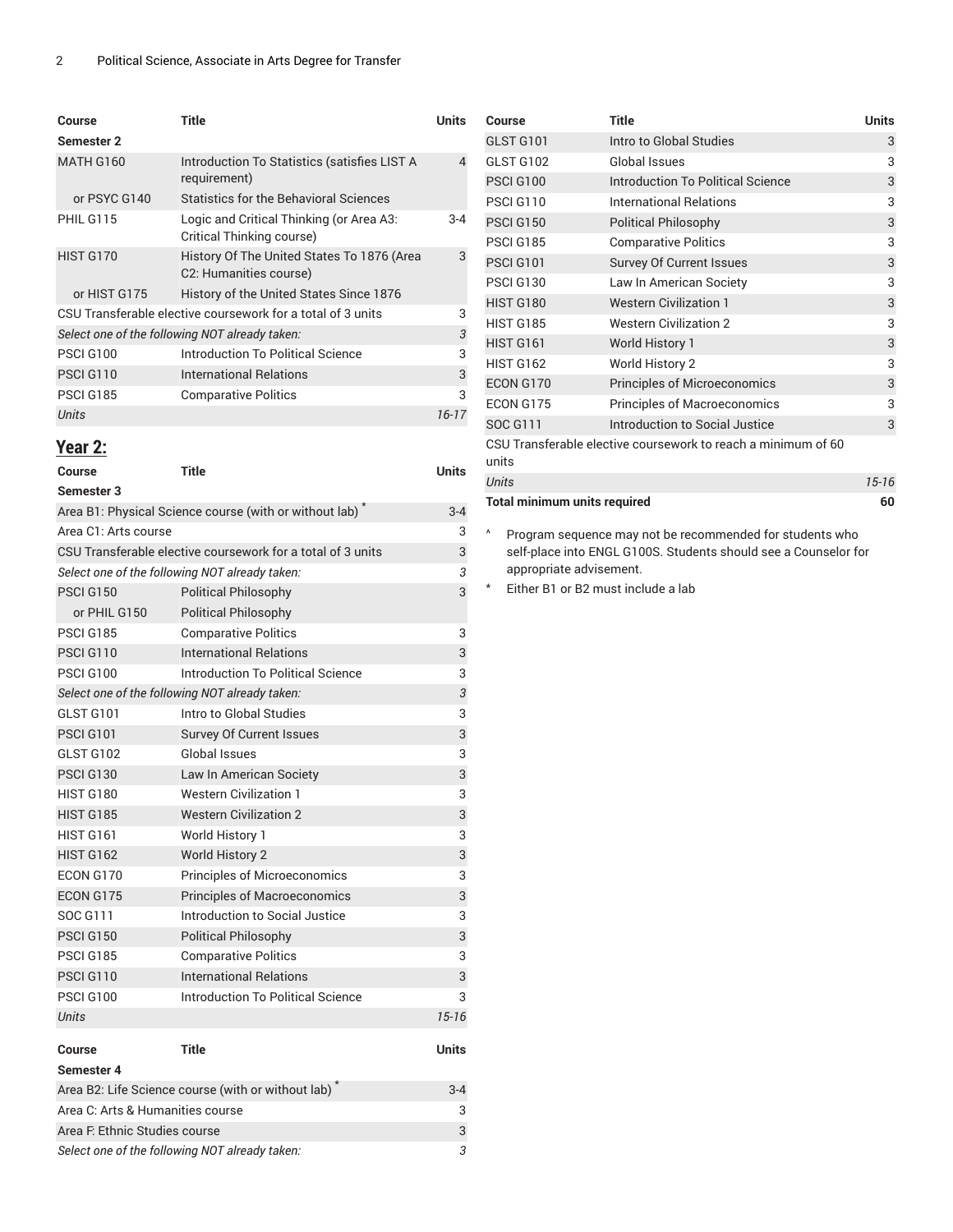| Course | Title | Units |
|---|---|---|
| **Semester 2** | | |
| MATH G160 | Introduction To Statistics (satisfies LIST A requirement) | 4 |
| or PSYC G140 | Statistics for the Behavioral Sciences | |
| PHIL G115 | Logic and Critical Thinking (or Area A3: Critical Thinking course) | 3-4 |
| HIST G170 | History Of The United States To 1876 (Area C2: Humanities course) | 3 |
| or HIST G175 | History of the United States Since 1876 | |
| CSU Transferable elective coursework for a total of 3 units | | 3 |
| *Select one of the following NOT already taken:* | | *3* |
| PSCI G100 | Introduction To Political Science | 3 |
| PSCI G110 | International Relations | 3 |
| PSCI G185 | Comparative Politics | 3 |
| *Units* | | *16-17* |

## Year 2:

| Course | Title | Units |
|---|---|---|
| **Semester 3** | | |
| Area B1: Physical Science course (with or without lab) * | | 3-4 |
| Area C1: Arts course | | 3 |
| CSU Transferable elective coursework for a total of 3 units | | 3 |
| *Select one of the following NOT already taken:* | | *3* |
| PSCI G150 | Political Philosophy | 3 |
| or PHIL G150 | Political Philosophy | |
| PSCI G185 | Comparative Politics | 3 |
| PSCI G110 | International Relations | 3 |
| PSCI G100 | Introduction To Political Science | 3 |
| *Select one of the following NOT already taken:* | | *3* |
| GLST G101 | Intro to Global Studies | 3 |
| PSCI G101 | Survey Of Current Issues | 3 |
| GLST G102 | Global Issues | 3 |
| PSCI G130 | Law In American Society | 3 |
| HIST G180 | Western Civilization 1 | 3 |
| HIST G185 | Western Civilization 2 | 3 |
| HIST G161 | World History 1 | 3 |
| HIST G162 | World History 2 | 3 |
| ECON G170 | Principles of Microeconomics | 3 |
| ECON G175 | Principles of Macroeconomics | 3 |
| SOC G111 | Introduction to Social Justice | 3 |
| PSCI G150 | Political Philosophy | 3 |
| PSCI G185 | Comparative Politics | 3 |
| PSCI G110 | International Relations | 3 |
| PSCI G100 | Introduction To Political Science | 3 |
| *Units* | | *15-16* |

| Course | Title | Units |
|---|---|---|
| **Semester 4** | | |
| Area B2: Life Science course (with or without lab) * | | 3-4 |
| Area C: Arts & Humanities course | | 3 |
| Area F: Ethnic Studies course | | 3 |
| *Select one of the following NOT already taken:* | | *3* |
| GLST G101 | Intro to Global Studies | 3 |
| GLST G102 | Global Issues | 3 |
| PSCI G100 | Introduction To Political Science | 3 |
| PSCI G110 | International Relations | 3 |
| PSCI G150 | Political Philosophy | 3 |
| PSCI G185 | Comparative Politics | 3 |
| PSCI G101 | Survey Of Current Issues | 3 |
| PSCI G130 | Law In American Society | 3 |
| HIST G180 | Western Civilization 1 | 3 |
| HIST G185 | Western Civilization 2 | 3 |
| HIST G161 | World History 1 | 3 |
| HIST G162 | World History 2 | 3 |
| ECON G170 | Principles of Microeconomics | 3 |
| ECON G175 | Principles of Macroeconomics | 3 |
| SOC G111 | Introduction to Social Justice | 3 |
| CSU Transferable elective coursework to reach a minimum of 60 units | | |
| *Units* | | *15-16* |
| **Total minimum units required** | | **60** |

^ Program sequence may not be recommended for students who self-place into ENGL G100S. Students should see a Counselor for appropriate advisement.

* Either B1 or B2 must include a lab